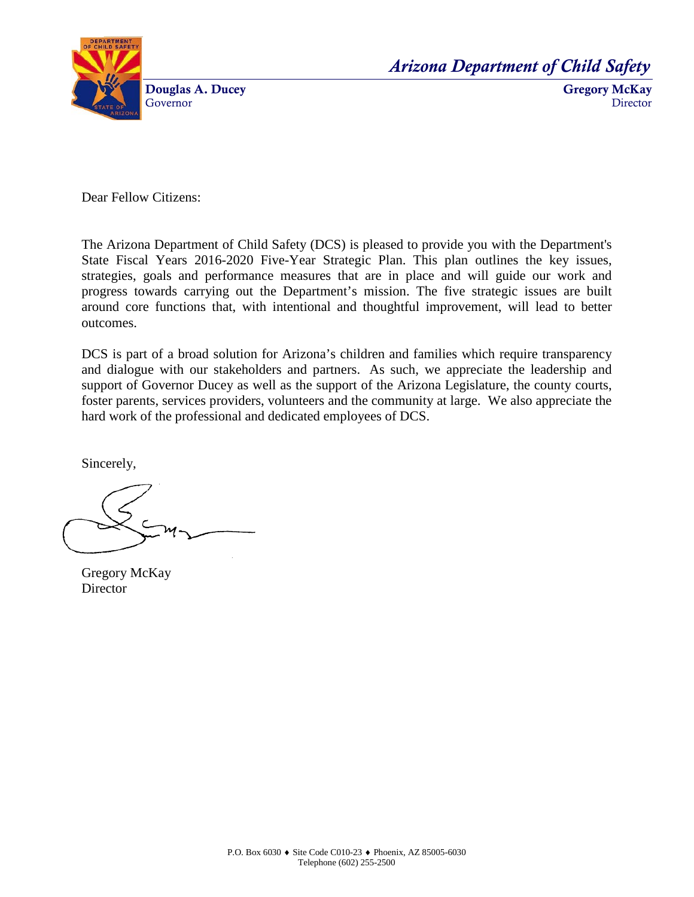*Arizona Department of Child Safety*

**Douglas A. Ducey**
Governor

**Gregory McKay**
Director

Dear Fellow Citizens:

The Arizona Department of Child Safety (DCS) is pleased to provide you with the Department's State Fiscal Years 2016-2020 Five-Year Strategic Plan. This plan outlines the key issues, strategies, goals and performance measures that are in place and will guide our work and progress towards carrying out the Department's mission. The five strategic issues are built around core functions that, with intentional and thoughtful improvement, will lead to better outcomes.

DCS is part of a broad solution for Arizona's children and families which require transparency and dialogue with our stakeholders and partners. As such, we appreciate the leadership and support of Governor Ducey as well as the support of the Arizona Legislature, the county courts, foster parents, services providers, volunteers and the community at large. We also appreciate the hard work of the professional and dedicated employees of DCS.

Sincerely,

Gregory McKay
Director

P.O. Box 6030 ♦ Site Code C010-23 ♦ Phoenix, AZ 85005-6030
Telephone (602) 255-2500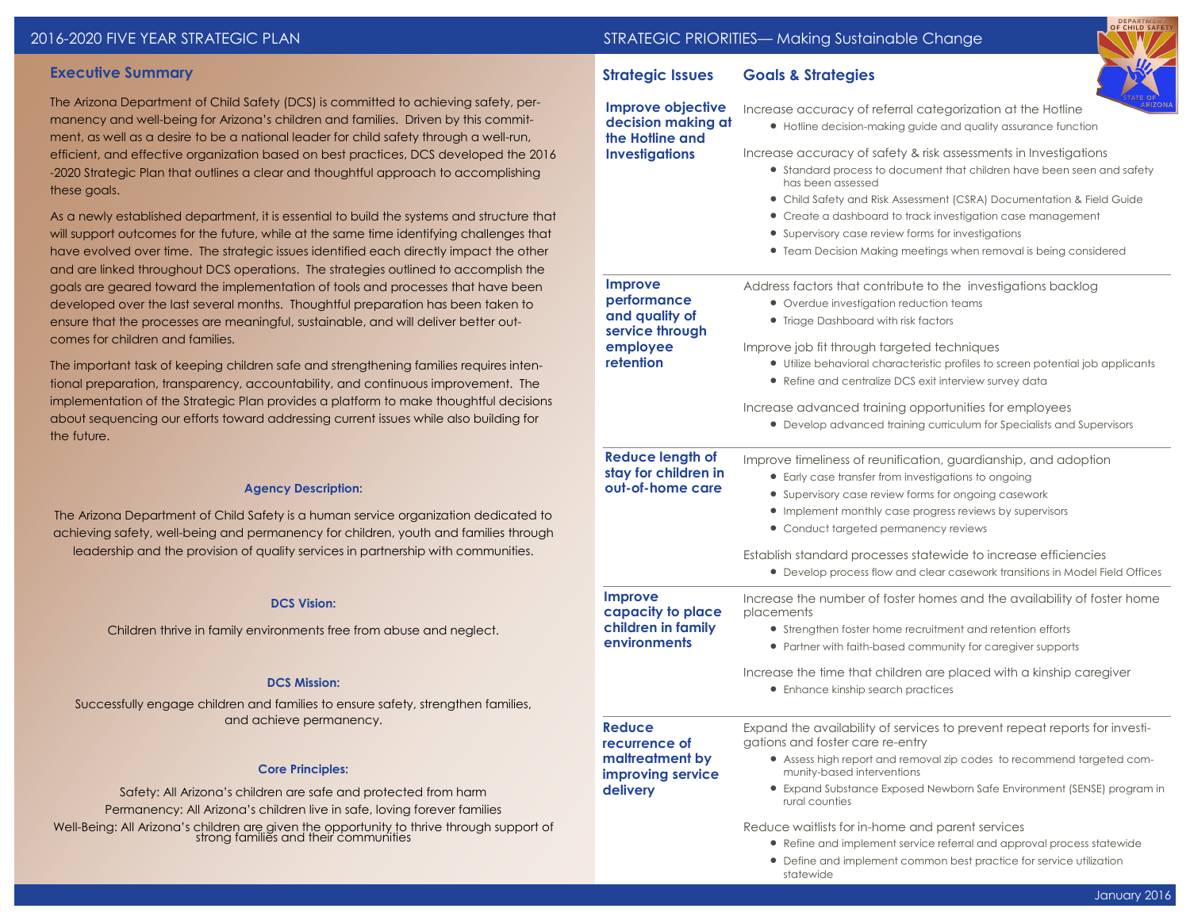# 2016-2020 FIVE YEAR STRATEGIC PLAN

## Executive Summary

The Arizona Department of Child Safety (DCS) is committed to achieving safety, permanency and well-being for Arizona's children and families. Driven by this commitment, as well as a desire to be a national leader for child safety through a well-run, efficient, and effective organization based on best practices, DCS developed the 2016-2020 Strategic Plan that outlines a clear and thoughtful approach to accomplishing these goals.

As a newly established department, it is essential to build the systems and structure that will support outcomes for the future, while at the same time identifying challenges that have evolved over time. The strategic issues identified each directly impact the other and are linked throughout DCS operations. The strategies outlined to accomplish the goals are geared toward the implementation of tools and processes that have been developed over the last several months. Thoughtful preparation has been taken to ensure that the processes are meaningful, sustainable, and will deliver better outcomes for children and families.

The important task of keeping children safe and strengthening families requires intentional preparation, transparency, accountability, and continuous improvement. The implementation of the Strategic Plan provides a platform to make thoughtful decisions about sequencing our efforts toward addressing current issues while also building for the future.

### Agency Description:

The Arizona Department of Child Safety is a human service organization dedicated to achieving safety, well-being and permanency for children, youth and families through leadership and the provision of quality services in partnership with communities.

### DCS Vision:

Children thrive in family environments free from abuse and neglect.

### DCS Mission:

Successfully engage children and families to ensure safety, strengthen families, and achieve permanency.

### Core Principles:

Safety: All Arizona's children are safe and protected from harm

Permanency: All Arizona's children live in safe, loving forever families

Well-Being: All Arizona's children are given the opportunity to thrive through support of strong families and their communities

# STRATEGIC PRIORITIES— Making Sustainable Change

| Strategic Issues | Goals & Strategies |
|---|---|
| **Improve objective decision making at the Hotline and Investigations** | Increase accuracy of referral categorization at the Hotline<br>• Hotline decision-making guide and quality assurance function<br><br>Increase accuracy of safety & risk assessments in Investigations<br>• Standard process to document that children have been seen and safety has been assessed<br>• Child Safety and Risk Assessment (CSRA) Documentation & Field Guide<br>• Create a dashboard to track investigation case management<br>• Supervisory case review forms for investigations<br>• Team Decision Making meetings when removal is being considered |
| **Improve performance and quality of service through employee retention** | Address factors that contribute to the investigations backlog<br>• Overdue investigation reduction teams<br>• Triage Dashboard with risk factors<br><br>Improve job fit through targeted techniques<br>• Utilize behavioral characteristic profiles to screen potential job applicants<br>• Refine and centralize DCS exit interview survey data<br><br>Increase advanced training opportunities for employees<br>• Develop advanced training curriculum for Specialists and Supervisors |
| **Reduce length of stay for children in out-of-home care** | Improve timeliness of reunification, guardianship, and adoption<br>• Early case transfer from investigations to ongoing<br>• Supervisory case review forms for ongoing casework<br>• Implement monthly case progress reviews by supervisors<br>• Conduct targeted permanency reviews<br><br>Establish standard processes statewide to increase efficiencies<br>• Develop process flow and clear casework transitions in Model Field Offices |
| **Improve capacity to place children in family environments** | Increase the number of foster homes and the availability of foster home placements<br>• Strengthen foster home recruitment and retention efforts<br>• Partner with faith-based community for caregiver supports<br><br>Increase the time that children are placed with a kinship caregiver<br>• Enhance kinship search practices |
| **Reduce recurrence of maltreatment by improving service delivery** | Expand the availability of services to prevent repeat reports for investigations and foster care re-entry<br>• Assess high report and removal zip codes to recommend targeted community-based interventions<br>• Expand Substance Exposed Newborn Safe Environment (SENSE) program in rural counties<br><br>Reduce waitlists for in-home and parent services<br>• Refine and implement service referral and approval process statewide<br>• Define and implement common best practice for service utilization statewide |

January 2016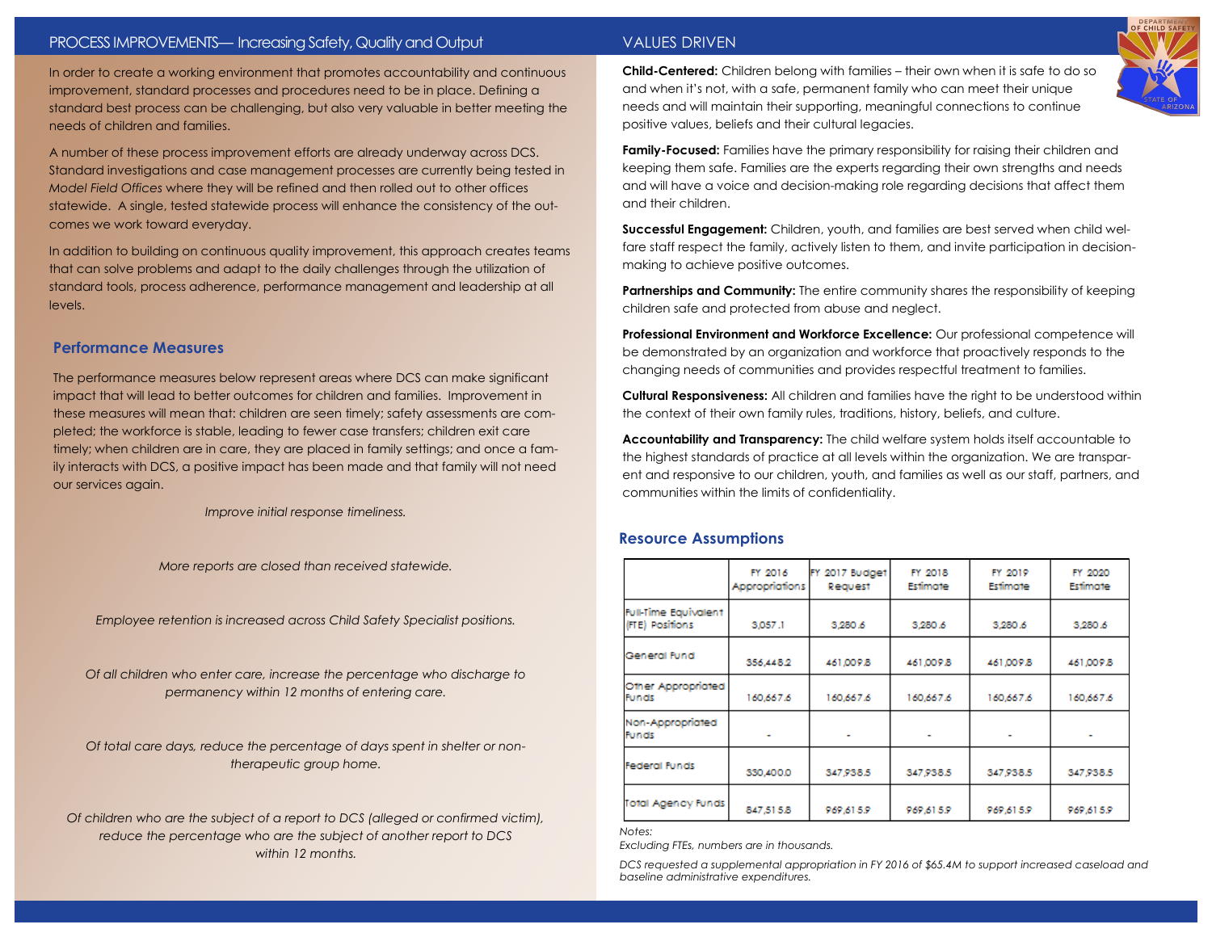## PROCESS IMPROVEMENTS— Increasing Safety, Quality and Output

In order to create a working environment that promotes accountability and continuous improvement, standard processes and procedures need to be in place. Defining a standard best process can be challenging, but also very valuable in better meeting the needs of children and families.

A number of these process improvement efforts are already underway across DCS. Standard investigations and case management processes are currently being tested in *Model Field Offices* where they will be refined and then rolled out to other offices statewide. A single, tested statewide process will enhance the consistency of the outcomes we work toward everyday.

In addition to building on continuous quality improvement, this approach creates teams that can solve problems and adapt to the daily challenges through the utilization of standard tools, process adherence, performance management and leadership at all levels.

### Performance Measures

The performance measures below represent areas where DCS can make significant impact that will lead to better outcomes for children and families. Improvement in these measures will mean that: children are seen timely; safety assessments are completed; the workforce is stable, leading to fewer case transfers; children exit care timely; when children are in care, they are placed in family settings; and once a family interacts with DCS, a positive impact has been made and that family will not need our services again.

*Improve initial response timeliness.*

*More reports are closed than received statewide.*

*Employee retention is increased across Child Safety Specialist positions.*

*Of all children who enter care, increase the percentage who discharge to permanency within 12 months of entering care.*

*Of total care days, reduce the percentage of days spent in shelter or non-therapeutic group home.*

*Of children who are the subject of a report to DCS (alleged or confirmed victim), reduce the percentage who are the subject of another report to DCS within 12 months.*

## VALUES DRIVEN

**Child-Centered:** Children belong with families – their own when it is safe to do so and when it's not, with a safe, permanent family who can meet their unique needs and will maintain their supporting, meaningful connections to continue positive values, beliefs and their cultural legacies.

**Family-Focused:** Families have the primary responsibility for raising their children and keeping them safe. Families are the experts regarding their own strengths and needs and will have a voice and decision-making role regarding decisions that affect them and their children.

**Successful Engagement:** Children, youth, and families are best served when child welfare staff respect the family, actively listen to them, and invite participation in decision-making to achieve positive outcomes.

**Partnerships and Community:** The entire community shares the responsibility of keeping children safe and protected from abuse and neglect.

**Professional Environment and Workforce Excellence:** Our professional competence will be demonstrated by an organization and workforce that proactively responds to the changing needs of communities and provides respectful treatment to families.

**Cultural Responsiveness:** All children and families have the right to be understood within the context of their own family rules, traditions, history, beliefs, and culture.

**Accountability and Transparency:** The child welfare system holds itself accountable to the highest standards of practice at all levels within the organization. We are transparent and responsive to our children, youth, and families as well as our staff, partners, and communities within the limits of confidentiality.

### Resource Assumptions

| | FY 2016 Appropriations | FY 2017 Budget Request | FY 2018 Estimate | FY 2019 Estimate | FY 2020 Estimate |
|---|---|---|---|---|---|
| Full-Time Equivalent (FTE) Positions | 3,057.1 | 3,280.6 | 3,280.6 | 3,280.6 | 3,280.6 |
| General Fund | 356,448.2 | 461,009.8 | 461,009.8 | 461,009.8 | 461,009.8 |
| Other Appropriated Funds | 160,667.6 | 160,667.6 | 160,667.6 | 160,667.6 | 160,667.6 |
| Non-Appropriated Funds | - | - | - | - | - |
| Federal Funds | 330,400.0 | 347,938.5 | 347,938.5 | 347,938.5 | 347,938.5 |
| Total Agency Funds | 847,515.8 | 969,615.9 | 969,615.9 | 969,615.9 | 969,615.9 |

*Notes:*

*Excluding FTEs, numbers are in thousands.*

*DCS requested a supplemental appropriation in FY 2016 of $65.4M to support increased caseload and baseline administrative expenditures.*